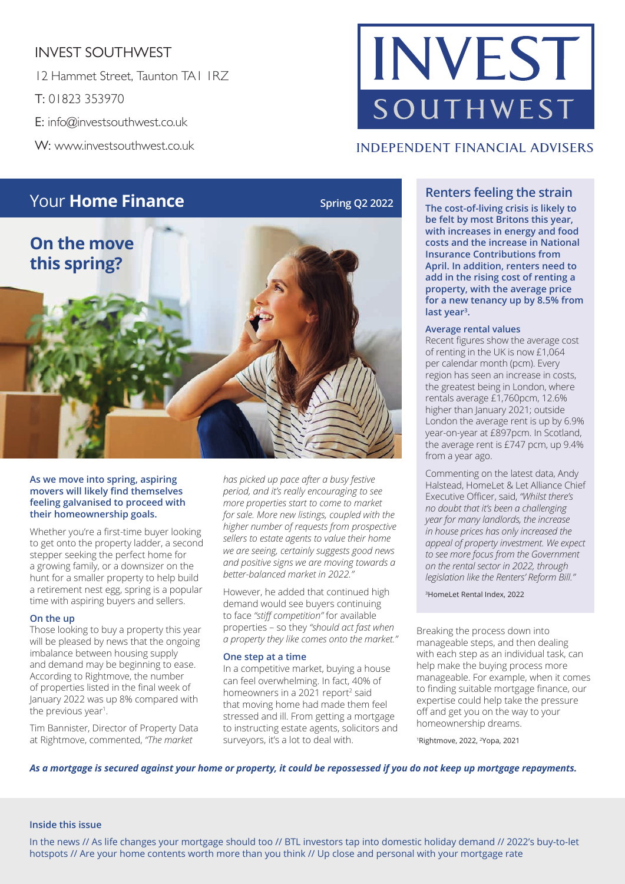INVEST SOUTHWEST

12 Hammet Street, Taunton TA1 1RZ

T: 01823 353970

E: info@investsouthwest.co.uk

W: www.investsouthwest.co.uk

# INVEST SOUTHWEST

INDEPENDENT FINANCIAL ADVISERS

## Your **Home Finance**

**Spring Q2 2022**

## On the move this spring?

**As we move into spring, aspiring movers will likely find themselves feeling galvanised to proceed with their homeownership goals.**

Whether you're a first-time buyer looking to get onto the property ladder, a second stepper seeking the perfect home for a growing family, or a downsizer on the hunt for a smaller property to help build a retirement nest egg, spring is a popular time with aspiring buyers and sellers.

### On the up

Those looking to buy a property this year will be pleased by news that the ongoing imbalance between housing supply and demand may be beginning to ease. According to Rightmove, the number of properties listed in the final week of January 2022 was up 8% compared with the previous year[1].

Tim Bannister, Director of Property Data at Rightmove, commented, *"The market has picked up pace after a busy festive period, and it's really encouraging to see more properties start to come to market for sale. More new listings, coupled with the higher number of requests from prospective sellers to estate agents to value their home we are seeing, certainly suggests good news and positive signs we are moving towards a better-balanced market in 2022."*

However, he added that continued high demand would see buyers continuing to face *"stiff competition"* for available properties – so they *"should act fast when a property they like comes onto the market."*

### One step at a time

In a competitive market, buying a house can feel overwhelming. In fact, 40% of homeowners in a 2021 report[2] said that moving home had made them feel stressed and ill. From getting a mortgage to instructing estate agents, solicitors and surveyors, it's a lot to deal with.

Breaking the process down into manageable steps, and then dealing with each step as an individual task, can help make the buying process more manageable. For example, when it comes to finding suitable mortgage finance, our expertise could help take the pressure off and get you on the way to your homeownership dreams.

[1]Rightmove, 2022, [2]Yopa, 2021

## Renters feeling the strain

**The cost-of-living crisis is likely to be felt by most Britons this year, with increases in energy and food costs and the increase in National Insurance Contributions from April. In addition, renters need to add in the rising cost of renting a property, with the average price for a new tenancy up by 8.5% from last year[3].**

### Average rental values

Recent figures show the average cost of renting in the UK is now £1,064 per calendar month (pcm). Every region has seen an increase in costs, the greatest being in London, where rentals average £1,760pcm, 12.6% higher than January 2021; outside London the average rent is up by 6.9% year-on-year at £897pcm. In Scotland, the average rent is £747 pcm, up 9.4% from a year ago.

Commenting on the latest data, Andy Halstead, HomeLet & Let Alliance Chief Executive Officer, said, *"Whilst there's no doubt that it's been a challenging year for many landlords, the increase in house prices has only increased the appeal of property investment. We expect to see more focus from the Government on the rental sector in 2022, through legislation like the Renters' Reform Bill."*

[3]HomeLet Rental Index, 2022

***As a mortgage is secured against your home or property, it could be repossessed if you do not keep up mortgage repayments.***

**Inside this issue**

In the news // As life changes your mortgage should too // BTL investors tap into domestic holiday demand // 2022's buy-to-let hotspots // Are your home contents worth more than you think // Up close and personal with your mortgage rate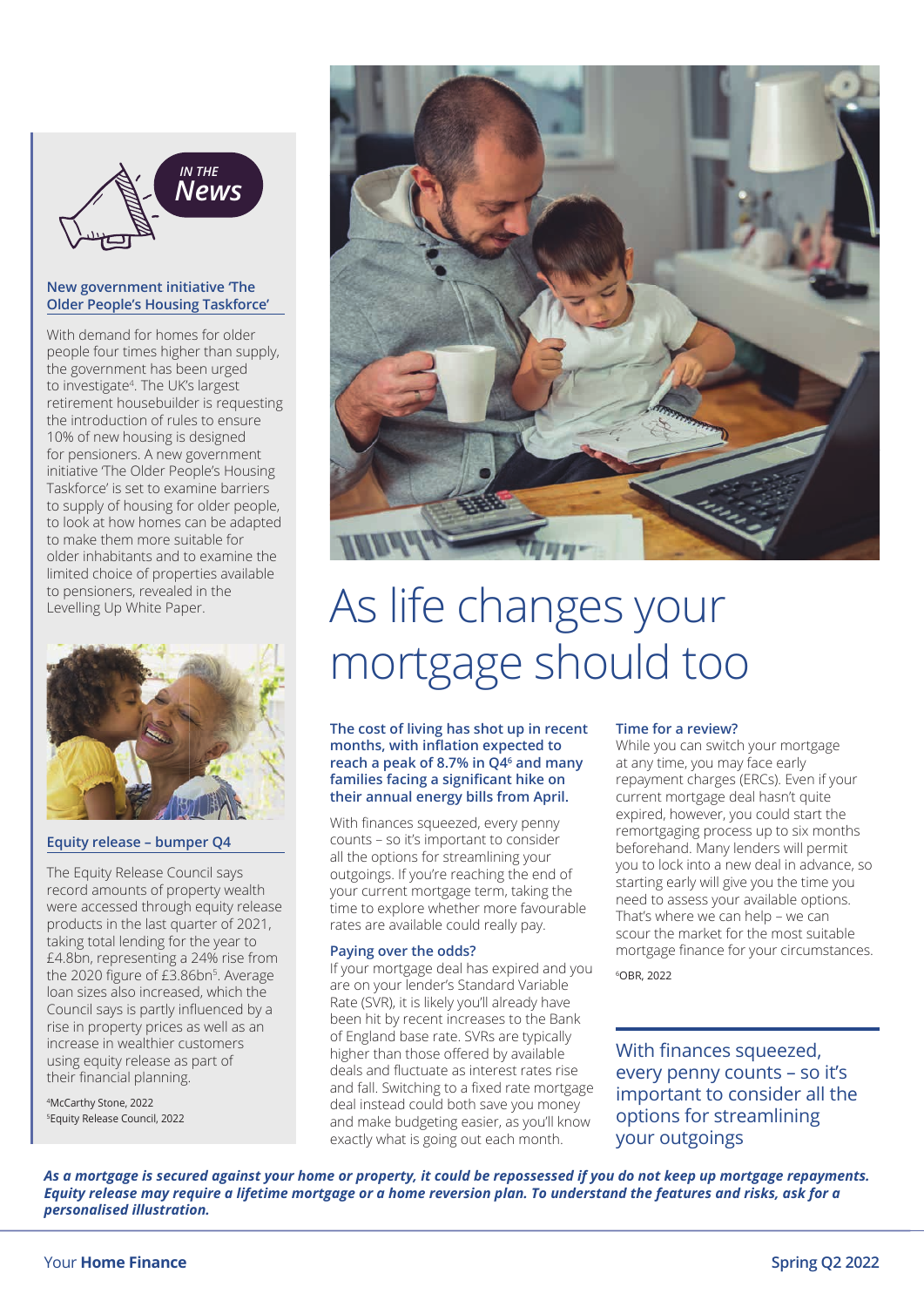## IN THE News

### New government initiative 'The Older People's Housing Taskforce'

With demand for homes for older people four times higher than supply, the government has been urged to investigate[4]. The UK's largest retirement housebuilder is requesting the introduction of rules to ensure 10% of new housing is designed for pensioners. A new government initiative 'The Older People's Housing Taskforce' is set to examine barriers to supply of housing for older people, to look at how homes can be adapted to make them more suitable for older inhabitants and to examine the limited choice of properties available to pensioners, revealed in the Levelling Up White Paper.

### Equity release – bumper Q4

The Equity Release Council says record amounts of property wealth were accessed through equity release products in the last quarter of 2021, taking total lending for the year to £4.8bn, representing a 24% rise from the 2020 figure of £3.86bn[5]. Average loan sizes also increased, which the Council says is partly influenced by a rise in property prices as well as an increase in wealthier customers using equity release as part of their financial planning.

[4]McCarthy Stone, 2022
[5]Equity Release Council, 2022

# As life changes your mortgage should too

**The cost of living has shot up in recent months, with inflation expected to reach a peak of 8.7% in Q4[6] and many families facing a significant hike on their annual energy bills from April.**

With finances squeezed, every penny counts – so it's important to consider all the options for streamlining your outgoings. If you're reaching the end of your current mortgage term, taking the time to explore whether more favourable rates are available could really pay.

### Paying over the odds?

If your mortgage deal has expired and you are on your lender's Standard Variable Rate (SVR), it is likely you'll already have been hit by recent increases to the Bank of England base rate. SVRs are typically higher than those offered by available deals and fluctuate as interest rates rise and fall. Switching to a fixed rate mortgage deal instead could both save you money and make budgeting easier, as you'll know exactly what is going out each month.

### Time for a review?

While you can switch your mortgage at any time, you may face early repayment charges (ERCs). Even if your current mortgage deal hasn't quite expired, however, you could start the remortgaging process up to six months beforehand. Many lenders will permit you to lock into a new deal in advance, so starting early will give you the time you need to assess your available options. That's where we can help – we can scour the market for the most suitable mortgage finance for your circumstances.

[6]OBR, 2022

> With finances squeezed, every penny counts – so it's important to consider all the options for streamlining your outgoings

***As a mortgage is secured against your home or property, it could be repossessed if you do not keep up mortgage repayments. Equity release may require a lifetime mortgage or a home reversion plan. To understand the features and risks, ask for a personalised illustration.***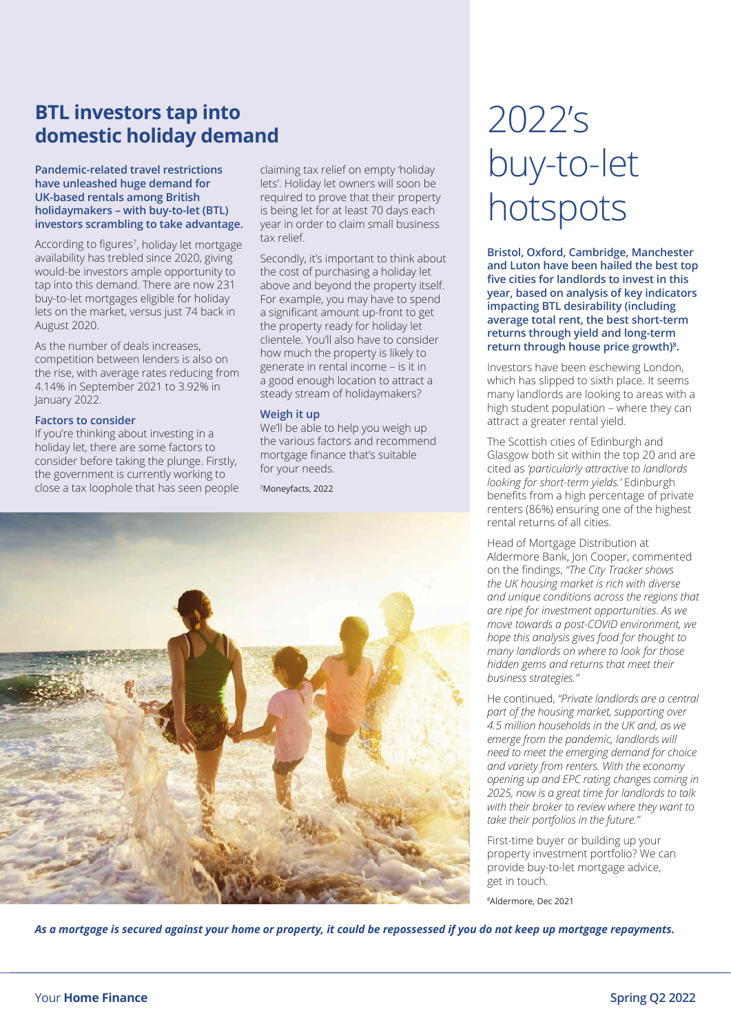## BTL investors tap into domestic holiday demand

**Pandemic-related travel restrictions have unleashed huge demand for UK-based rentals among British holidaymakers – with buy-to-let (BTL) investors scrambling to take advantage.**

According to figures[7], holiday let mortgage availability has trebled since 2020, giving would-be investors ample opportunity to tap into this demand. There are now 231 buy-to-let mortgages eligible for holiday lets on the market, versus just 74 back in August 2020.

As the number of deals increases, competition between lenders is also on the rise, with average rates reducing from 4.14% in September 2021 to 3.92% in January 2022.

### Factors to consider

If you're thinking about investing in a holiday let, there are some factors to consider before taking the plunge. Firstly, the government is currently working to close a tax loophole that has seen people claiming tax relief on empty 'holiday lets'. Holiday let owners will soon be required to prove that their property is being let for at least 70 days each year in order to claim small business tax relief.

Secondly, it's important to think about the cost of purchasing a holiday let above and beyond the property itself. For example, you may have to spend a significant amount up-front to get the property ready for holiday let clientele. You'll also have to consider how much the property is likely to generate in rental income – is it in a good enough location to attract a steady stream of holidaymakers?

### Weigh it up

We'll be able to help you weigh up the various factors and recommend mortgage finance that's suitable for your needs.

[7]Moneyfacts, 2022

# 2022's buy-to-let hotspots

**Bristol, Oxford, Cambridge, Manchester and Luton have been hailed the best top five cities for landlords to invest in this year, based on analysis of key indicators impacting BTL desirability (including average total rent, the best short-term returns through yield and long-term return through house price growth)[8].**

Investors have been eschewing London, which has slipped to sixth place. It seems many landlords are looking to areas with a high student population – where they can attract a greater rental yield.

The Scottish cities of Edinburgh and Glasgow both sit within the top 20 and are cited as *'particularly attractive to landlords looking for short-term yields.'* Edinburgh benefits from a high percentage of private renters (86%) ensuring one of the highest rental returns of all cities.

Head of Mortgage Distribution at Aldermore Bank, Jon Cooper, commented on the findings, *"The City Tracker shows the UK housing market is rich with diverse and unique conditions across the regions that are ripe for investment opportunities. As we move towards a post-COVID environment, we hope this analysis gives food for thought to many landlords on where to look for those hidden gems and returns that meet their business strategies."*

He continued, *"Private landlords are a central part of the housing market, supporting over 4.5 million households in the UK and, as we emerge from the pandemic, landlords will need to meet the emerging demand for choice and variety from renters. With the economy opening up and EPC rating changes coming in 2025, now is a great time for landlords to talk with their broker to review where they want to take their portfolios in the future."*

First-time buyer or building up your property investment portfolio? We can provide buy-to-let mortgage advice, get in touch.

[8]Aldermore, Dec 2021

***As a mortgage is secured against your home or property, it could be repossessed if you do not keep up mortgage repayments.***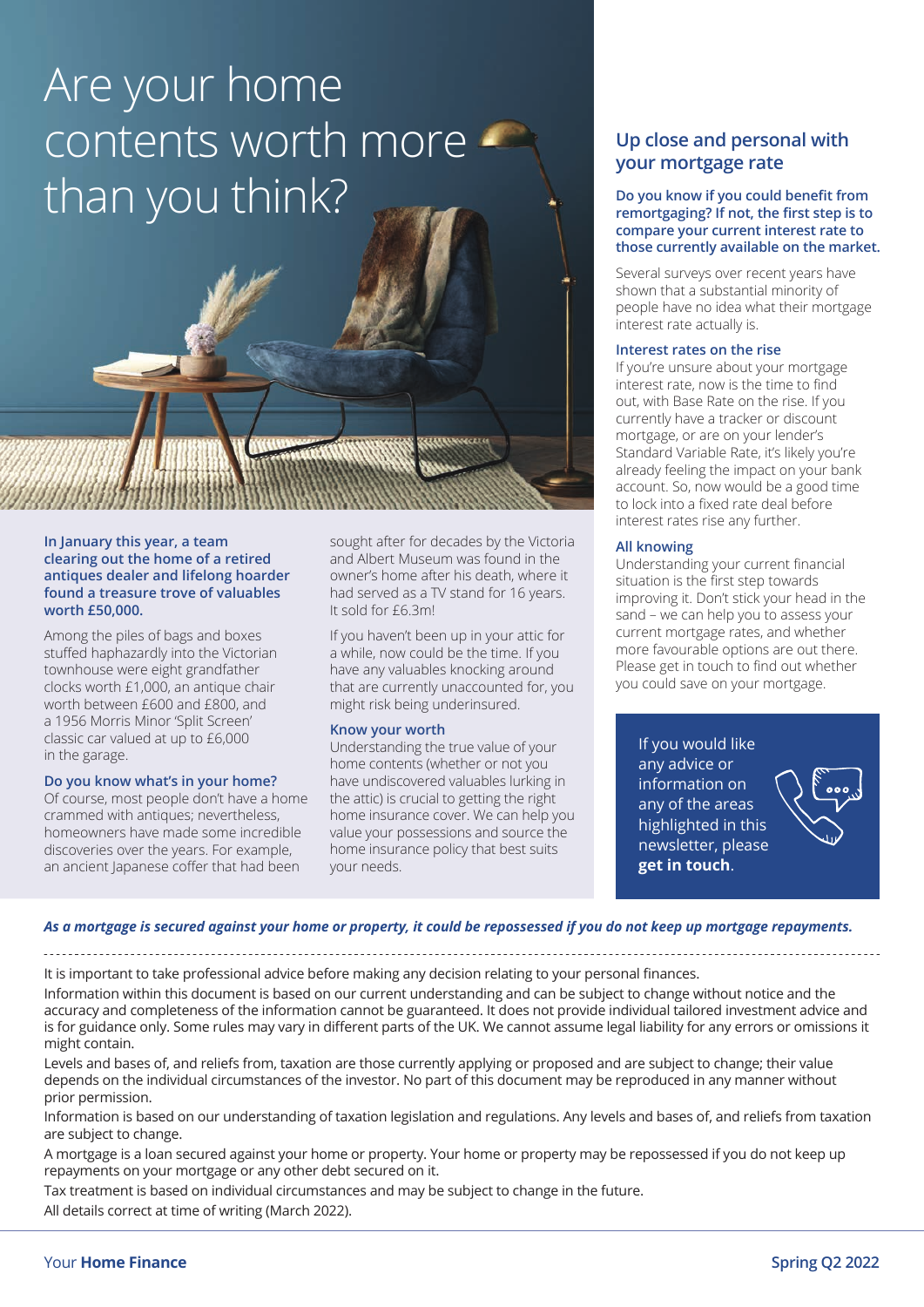# Are your home contents worth more than you think?

**In January this year, a team clearing out the home of a retired antiques dealer and lifelong hoarder found a treasure trove of valuables worth £50,000.**

Among the piles of bags and boxes stuffed haphazardly into the Victorian townhouse were eight grandfather clocks worth £1,000, an antique chair worth between £600 and £800, and a 1956 Morris Minor 'Split Screen' classic car valued at up to £6,000 in the garage.

### Do you know what's in your home?

Of course, most people don't have a home crammed with antiques; nevertheless, homeowners have made some incredible discoveries over the years. For example, an ancient Japanese coffer that had been sought after for decades by the Victoria and Albert Museum was found in the owner's home after his death, where it had served as a TV stand for 16 years. It sold for £6.3m!

If you haven't been up in your attic for a while, now could be the time. If you have any valuables knocking around that are currently unaccounted for, you might risk being underinsured.

### Know your worth

Understanding the true value of your home contents (whether or not you have undiscovered valuables lurking in the attic) is crucial to getting the right home insurance cover. We can help you value your possessions and source the home insurance policy that best suits your needs.

## Up close and personal with your mortgage rate

**Do you know if you could benefit from remortgaging? If not, the first step is to compare your current interest rate to those currently available on the market.**

Several surveys over recent years have shown that a substantial minority of people have no idea what their mortgage interest rate actually is.

### Interest rates on the rise

If you're unsure about your mortgage interest rate, now is the time to find out, with Base Rate on the rise. If you currently have a tracker or discount mortgage, or are on your lender's Standard Variable Rate, it's likely you're already feeling the impact on your bank account. So, now would be a good time to lock into a fixed rate deal before interest rates rise any further.

### All knowing

Understanding your current financial situation is the first step towards improving it. Don't stick your head in the sand – we can help you to assess your current mortgage rates, and whether more favourable options are out there. Please get in touch to find out whether you could save on your mortgage.

If you would like any advice or information on any of the areas highlighted in this newsletter, please **get in touch**.

***As a mortgage is secured against your home or property, it could be repossessed if you do not keep up mortgage repayments.***

It is important to take professional advice before making any decision relating to your personal finances.

Information within this document is based on our current understanding and can be subject to change without notice and the accuracy and completeness of the information cannot be guaranteed. It does not provide individual tailored investment advice and is for guidance only. Some rules may vary in different parts of the UK. We cannot assume legal liability for any errors or omissions it might contain.

Levels and bases of, and reliefs from, taxation are those currently applying or proposed and are subject to change; their value depends on the individual circumstances of the investor. No part of this document may be reproduced in any manner without prior permission.

Information is based on our understanding of taxation legislation and regulations. Any levels and bases of, and reliefs from taxation are subject to change.

A mortgage is a loan secured against your home or property. Your home or property may be repossessed if you do not keep up repayments on your mortgage or any other debt secured on it.

Tax treatment is based on individual circumstances and may be subject to change in the future.

All details correct at time of writing (March 2022).